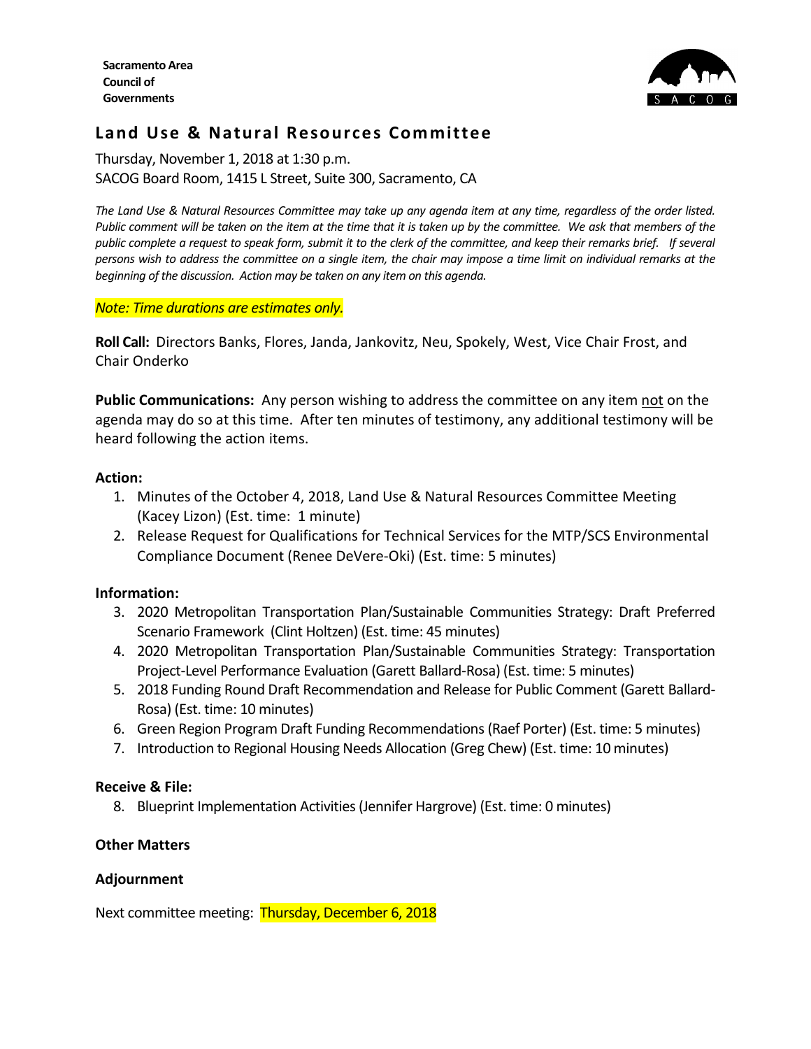Sacramento Area
Council of
Governments

# Land Use & Natural Resources Committee

Thursday, November 1, 2018 at 1:30 p.m.
SACOG Board Room, 1415 L Street, Suite 300, Sacramento, CA

*The Land Use & Natural Resources Committee may take up any agenda item at any time, regardless of the order listed. Public comment will be taken on the item at the time that it is taken up by the committee. We ask that members of the public complete a request to speak form, submit it to the clerk of the committee, and keep their remarks brief. If several persons wish to address the committee on a single item, the chair may impose a time limit on individual remarks at the beginning of the discussion. Action may be taken on any item on this agenda.*

*Note: Time durations are estimates only.*

**Roll Call:** Directors Banks, Flores, Janda, Jankovitz, Neu, Spokely, West, Vice Chair Frost, and Chair Onderko

**Public Communications:** Any person wishing to address the committee on any item not on the agenda may do so at this time. After ten minutes of testimony, any additional testimony will be heard following the action items.

**Action:**

1. Minutes of the October 4, 2018, Land Use & Natural Resources Committee Meeting (Kacey Lizon) (Est. time: 1 minute)
2. Release Request for Qualifications for Technical Services for the MTP/SCS Environmental Compliance Document (Renee DeVere-Oki) (Est. time: 5 minutes)

**Information:**

3. 2020 Metropolitan Transportation Plan/Sustainable Communities Strategy: Draft Preferred Scenario Framework (Clint Holtzen) (Est. time: 45 minutes)
4. 2020 Metropolitan Transportation Plan/Sustainable Communities Strategy: Transportation Project-Level Performance Evaluation (Garett Ballard-Rosa) (Est. time: 5 minutes)
5. 2018 Funding Round Draft Recommendation and Release for Public Comment (Garett Ballard-Rosa) (Est. time: 10 minutes)
6. Green Region Program Draft Funding Recommendations (Raef Porter) (Est. time: 5 minutes)
7. Introduction to Regional Housing Needs Allocation (Greg Chew) (Est. time: 10 minutes)

**Receive & File:**

8. Blueprint Implementation Activities (Jennifer Hargrove) (Est. time: 0 minutes)

**Other Matters**

**Adjournment**

Next committee meeting: Thursday, December 6, 2018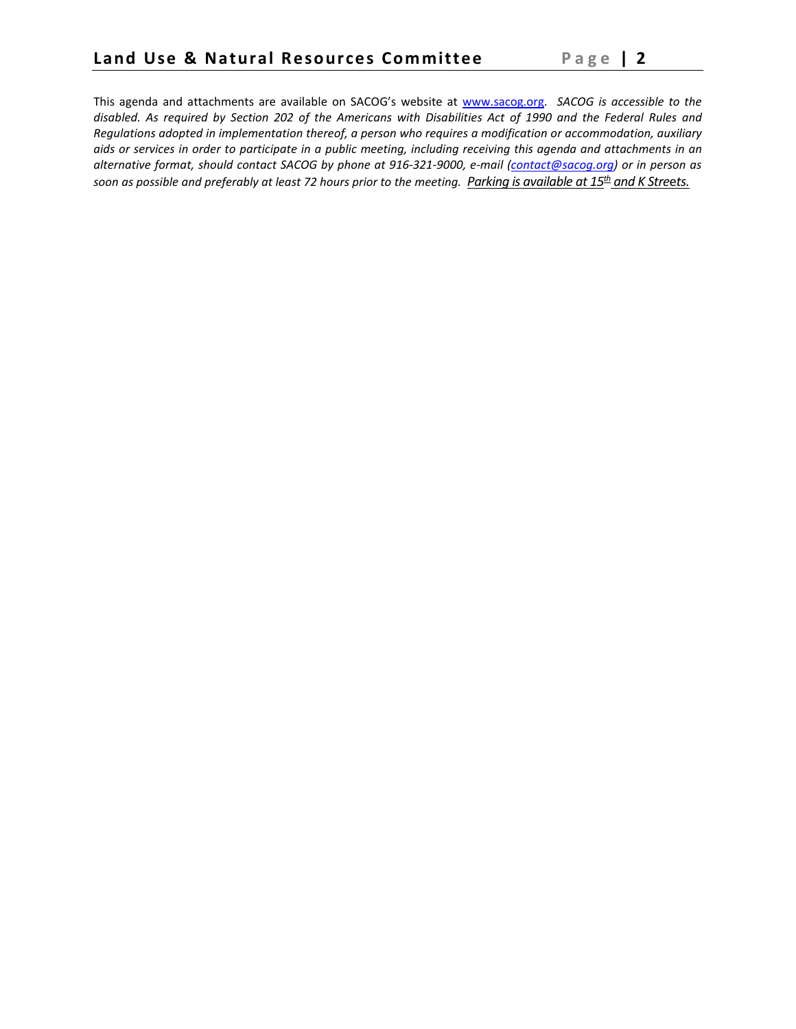This agenda and attachments are available on SACOG's website at www.sacog.org. *SACOG is accessible to the disabled. As required by Section 202 of the Americans with Disabilities Act of 1990 and the Federal Rules and Regulations adopted in implementation thereof, a person who requires a modification or accommodation, auxiliary aids or services in order to participate in a public meeting, including receiving this agenda and attachments in an alternative format, should contact SACOG by phone at 916-321-9000, e-mail (contact@sacog.org) or in person as soon as possible and preferably at least 72 hours prior to the meeting.* *Parking is available at 15th and K Streets.*